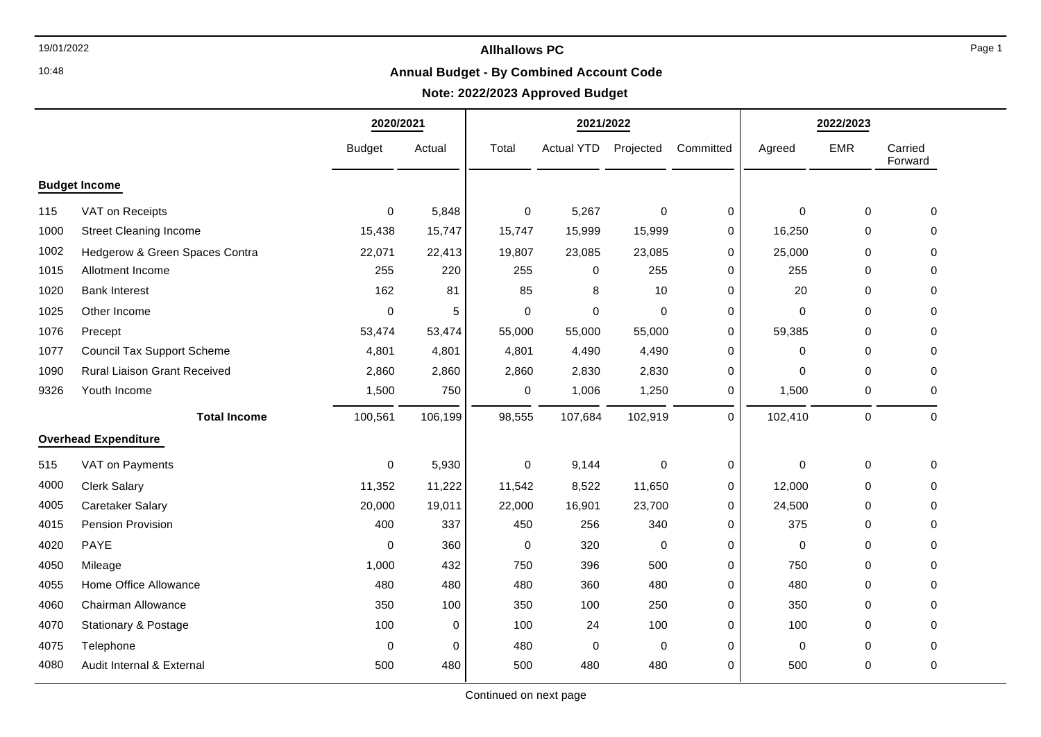# Allhallows PC

## Annual Budget - By Combined Account Code

**Note: 2022/2023 Approved Budget**

| | | 2020/2021 | | 2021/2022 | | | | 2022/2023 | | |
|---|---|---|---|---|---|---|---|---|---|---|
| | | Budget | Actual | Total | Actual YTD | Projected | Committed | Agreed | EMR | Carried Forward |
| **Budget Income** | | | | | | | | | | |
| 115 | VAT on Receipts | 0 | 5,848 | 0 | 5,267 | 0 | 0 | 0 | 0 | 0 |
| 1000 | Street Cleaning Income | 15,438 | 15,747 | 15,747 | 15,999 | 15,999 | 0 | 16,250 | 0 | 0 |
| 1002 | Hedgerow & Green Spaces Contra | 22,071 | 22,413 | 19,807 | 23,085 | 23,085 | 0 | 25,000 | 0 | 0 |
| 1015 | Allotment Income | 255 | 220 | 255 | 0 | 255 | 0 | 255 | 0 | 0 |
| 1020 | Bank Interest | 162 | 81 | 85 | 8 | 10 | 0 | 20 | 0 | 0 |
| 1025 | Other Income | 0 | 5 | 0 | 0 | 0 | 0 | 0 | 0 | 0 |
| 1076 | Precept | 53,474 | 53,474 | 55,000 | 55,000 | 55,000 | 0 | 59,385 | 0 | 0 |
| 1077 | Council Tax Support Scheme | 4,801 | 4,801 | 4,801 | 4,490 | 4,490 | 0 | 0 | 0 | 0 |
| 1090 | Rural Liaison Grant Received | 2,860 | 2,860 | 2,860 | 2,830 | 2,830 | 0 | 0 | 0 | 0 |
| 9326 | Youth Income | 1,500 | 750 | 0 | 1,006 | 1,250 | 0 | 1,500 | 0 | 0 |
| | **Total Income** | 100,561 | 106,199 | 98,555 | 107,684 | 102,919 | 0 | 102,410 | 0 | 0 |
| **Overhead Expenditure** | | | | | | | | | | |
| 515 | VAT on Payments | 0 | 5,930 | 0 | 9,144 | 0 | 0 | 0 | 0 | 0 |
| 4000 | Clerk Salary | 11,352 | 11,222 | 11,542 | 8,522 | 11,650 | 0 | 12,000 | 0 | 0 |
| 4005 | Caretaker Salary | 20,000 | 19,011 | 22,000 | 16,901 | 23,700 | 0 | 24,500 | 0 | 0 |
| 4015 | Pension Provision | 400 | 337 | 450 | 256 | 340 | 0 | 375 | 0 | 0 |
| 4020 | PAYE | 0 | 360 | 0 | 320 | 0 | 0 | 0 | 0 | 0 |
| 4050 | Mileage | 1,000 | 432 | 750 | 396 | 500 | 0 | 750 | 0 | 0 |
| 4055 | Home Office Allowance | 480 | 480 | 480 | 360 | 480 | 0 | 480 | 0 | 0 |
| 4060 | Chairman Allowance | 350 | 100 | 350 | 100 | 250 | 0 | 350 | 0 | 0 |
| 4070 | Stationary & Postage | 100 | 0 | 100 | 24 | 100 | 0 | 100 | 0 | 0 |
| 4075 | Telephone | 0 | 0 | 480 | 0 | 0 | 0 | 0 | 0 | 0 |
| 4080 | Audit Internal & External | 500 | 480 | 500 | 480 | 480 | 0 | 500 | 0 | 0 |

Continued on next page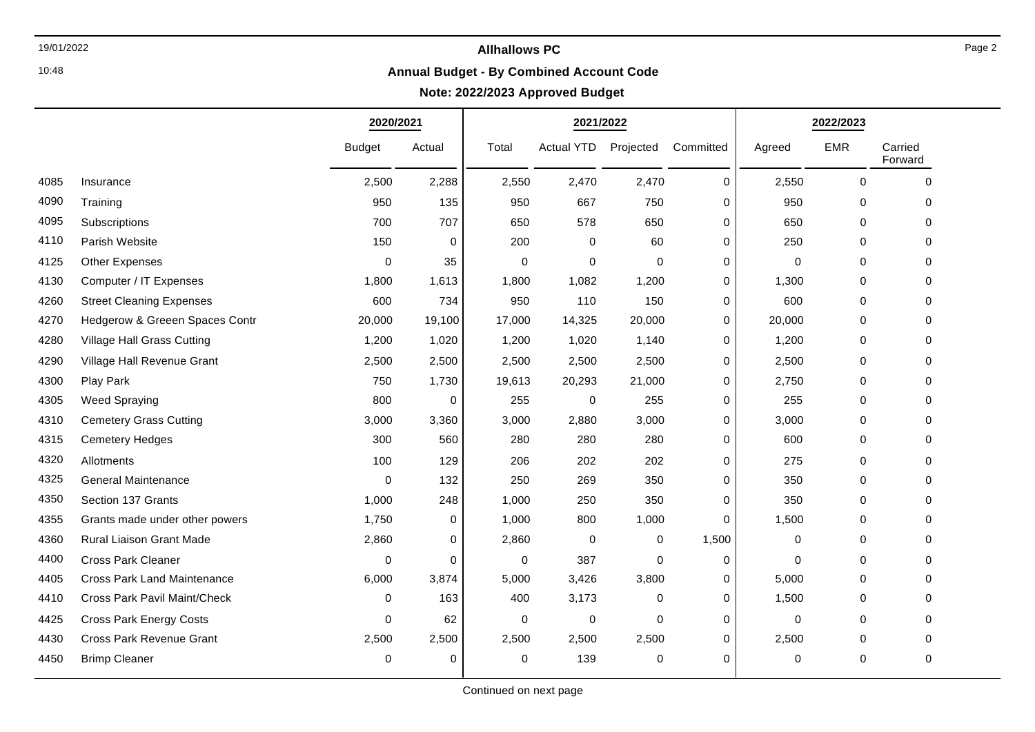## Allhallows PC

### Annual Budget - By Combined Account Code

**Note: 2022/2023 Approved Budget**

| | | 2020/2021 | | 2021/2022 | | | | 2022/2023 | | |
|---|---|---|---|---|---|---|---|---|---|---|
| | | Budget | Actual | Total | Actual YTD | Projected | Committed | Agreed | EMR | Carried Forward |
| 4085 | Insurance | 2,500 | 2,288 | 2,550 | 2,470 | 2,470 | 0 | 2,550 | 0 | 0 |
| 4090 | Training | 950 | 135 | 950 | 667 | 750 | 0 | 950 | 0 | 0 |
| 4095 | Subscriptions | 700 | 707 | 650 | 578 | 650 | 0 | 650 | 0 | 0 |
| 4110 | Parish Website | 150 | 0 | 200 | 0 | 60 | 0 | 250 | 0 | 0 |
| 4125 | Other Expenses | 0 | 35 | 0 | 0 | 0 | 0 | 0 | 0 | 0 |
| 4130 | Computer / IT Expenses | 1,800 | 1,613 | 1,800 | 1,082 | 1,200 | 0 | 1,300 | 0 | 0 |
| 4260 | Street Cleaning Expenses | 600 | 734 | 950 | 110 | 150 | 0 | 600 | 0 | 0 |
| 4270 | Hedgerow & Greeen Spaces Contr | 20,000 | 19,100 | 17,000 | 14,325 | 20,000 | 0 | 20,000 | 0 | 0 |
| 4280 | Village Hall Grass Cutting | 1,200 | 1,020 | 1,200 | 1,020 | 1,140 | 0 | 1,200 | 0 | 0 |
| 4290 | Village Hall Revenue Grant | 2,500 | 2,500 | 2,500 | 2,500 | 2,500 | 0 | 2,500 | 0 | 0 |
| 4300 | Play Park | 750 | 1,730 | 19,613 | 20,293 | 21,000 | 0 | 2,750 | 0 | 0 |
| 4305 | Weed Spraying | 800 | 0 | 255 | 0 | 255 | 0 | 255 | 0 | 0 |
| 4310 | Cemetery Grass Cutting | 3,000 | 3,360 | 3,000 | 2,880 | 3,000 | 0 | 3,000 | 0 | 0 |
| 4315 | Cemetery Hedges | 300 | 560 | 280 | 280 | 280 | 0 | 600 | 0 | 0 |
| 4320 | Allotments | 100 | 129 | 206 | 202 | 202 | 0 | 275 | 0 | 0 |
| 4325 | General Maintenance | 0 | 132 | 250 | 269 | 350 | 0 | 350 | 0 | 0 |
| 4350 | Section 137 Grants | 1,000 | 248 | 1,000 | 250 | 350 | 0 | 350 | 0 | 0 |
| 4355 | Grants made under other powers | 1,750 | 0 | 1,000 | 800 | 1,000 | 0 | 1,500 | 0 | 0 |
| 4360 | Rural Liaison Grant Made | 2,860 | 0 | 2,860 | 0 | 0 | 1,500 | 0 | 0 | 0 |
| 4400 | Cross Park Cleaner | 0 | 0 | 0 | 387 | 0 | 0 | 0 | 0 | 0 |
| 4405 | Cross Park Land Maintenance | 6,000 | 3,874 | 5,000 | 3,426 | 3,800 | 0 | 5,000 | 0 | 0 |
| 4410 | Cross Park Pavil Maint/Check | 0 | 163 | 400 | 3,173 | 0 | 0 | 1,500 | 0 | 0 |
| 4425 | Cross Park Energy Costs | 0 | 62 | 0 | 0 | 0 | 0 | 0 | 0 | 0 |
| 4430 | Cross Park Revenue Grant | 2,500 | 2,500 | 2,500 | 2,500 | 2,500 | 0 | 2,500 | 0 | 0 |
| 4450 | Brimp Cleaner | 0 | 0 | 0 | 139 | 0 | 0 | 0 | 0 | 0 |

Continued on next page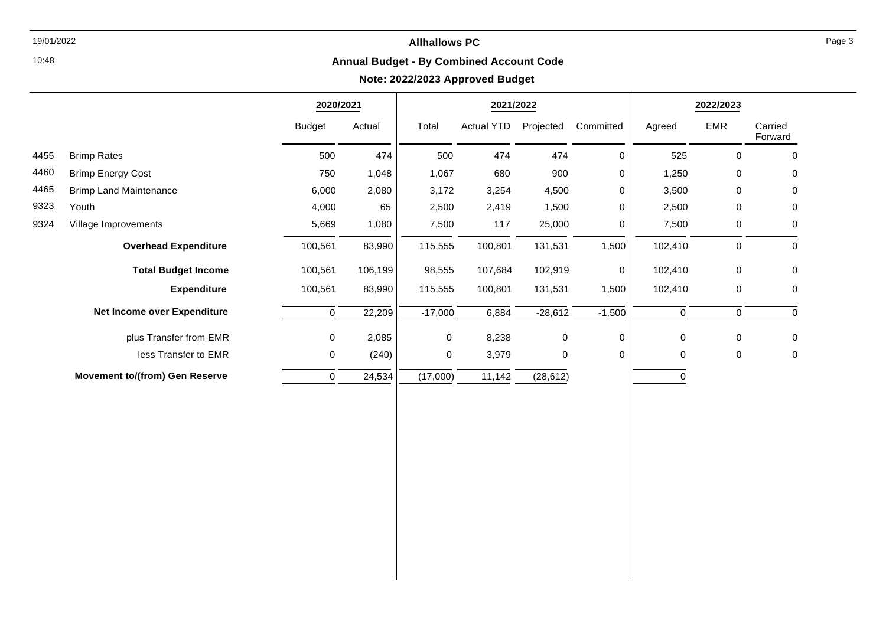# Allhallows PC

## Annual Budget - By Combined Account Code

### Note: 2022/2023 Approved Budget

| | | 2020/2021 | | 2021/2022 | | | | 2022/2023 | | |
|---|---|---|---|---|---|---|---|---|---|---|
| | | Budget | Actual | Total | Actual YTD | Projected | Committed | Agreed | EMR | Carried Forward |
| 4455 | Brimp Rates | 500 | 474 | 500 | 474 | 474 | 0 | 525 | 0 | 0 |
| 4460 | Brimp Energy Cost | 750 | 1,048 | 1,067 | 680 | 900 | 0 | 1,250 | 0 | 0 |
| 4465 | Brimp Land Maintenance | 6,000 | 2,080 | 3,172 | 3,254 | 4,500 | 0 | 3,500 | 0 | 0 |
| 9323 | Youth | 4,000 | 65 | 2,500 | 2,419 | 1,500 | 0 | 2,500 | 0 | 0 |
| 9324 | Village Improvements | 5,669 | 1,080 | 7,500 | 117 | 25,000 | 0 | 7,500 | 0 | 0 |
| | **Overhead Expenditure** | 100,561 | 83,990 | 115,555 | 100,801 | 131,531 | 1,500 | 102,410 | 0 | 0 |
| | **Total Budget Income** | 100,561 | 106,199 | 98,555 | 107,684 | 102,919 | 0 | 102,410 | 0 | 0 |
| | **Expenditure** | 100,561 | 83,990 | 115,555 | 100,801 | 131,531 | 1,500 | 102,410 | 0 | 0 |
| | **Net Income over Expenditure** | 0 | 22,209 | -17,000 | 6,884 | -28,612 | -1,500 | 0 | 0 | 0 |
| | plus Transfer from EMR | 0 | 2,085 | 0 | 8,238 | 0 | 0 | 0 | 0 | 0 |
| | less Transfer to EMR | 0 | (240) | 0 | 3,979 | 0 | 0 | 0 | 0 | 0 |
| | **Movement to/(from) Gen Reserve** | 0 | 24,534 | (17,000) | 11,142 | (28,612) | | 0 | | |